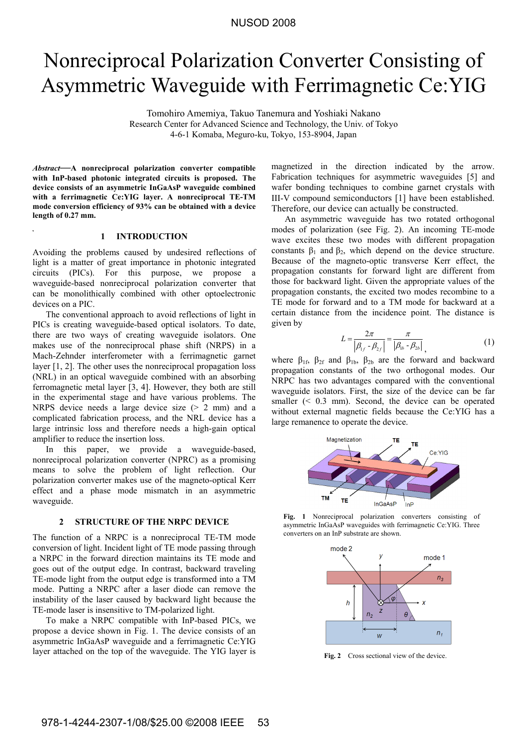# Nonreciprocal Polarization Converter Consisting of Asymmetric Waveguide with Ferrimagnetic Ce:YIG

Tomohiro Amemiya, Takuo Tanemura and Yoshiaki Nakano
Research Center for Advanced Science and Technology, the Univ. of Tokyo
4-6-1 Komaba, Meguro-ku, Tokyo, 153-8904, Japan

***Abstract*—A nonreciprocal polarization converter compatible with InP-based photonic integrated circuits is proposed. The device consists of an asymmetric InGaAsP waveguide combined with a ferrimagnetic Ce:YIG layer. A nonreciprocal TE-TM mode conversion efficiency of 93% can be obtained with a device length of 0.27 mm.**

## 1 INTRODUCTION

Avoiding the problems caused by undesired reflections of light is a matter of great importance in photonic integrated circuits (PICs). For this purpose, we propose a waveguide-based nonreciprocal polarization converter that can be monolithically combined with other optoelectronic devices on a PIC.

The conventional approach to avoid reflections of light in PICs is creating waveguide-based optical isolators. To date, there are two ways of creating waveguide isolators. One makes use of the nonreciprocal phase shift (NRPS) in a Mach-Zehnder interferometer with a ferrimagnetic garnet layer [1, 2]. The other uses the nonreciprocal propagation loss (NRL) in an optical waveguide combined with an absorbing ferromagnetic metal layer [3, 4]. However, they both are still in the experimental stage and have various problems. The NRPS device needs a large device size (> 2 mm) and a complicated fabrication process, and the NRL device has a large intrinsic loss and therefore needs a high-gain optical amplifier to reduce the insertion loss.

In this paper, we provide a waveguide-based, nonreciprocal polarization converter (NPRC) as a promising means to solve the problem of light reflection. Our polarization converter makes use of the magneto-optical Kerr effect and a phase mode mismatch in an asymmetric waveguide.

## 2 STRUCTURE OF THE NRPC DEVICE

The function of a NRPC is a nonreciprocal TE-TM mode conversion of light. Incident light of TE mode passing through a NRPC in the forward direction maintains its TE mode and goes out of the output edge. In contrast, backward traveling TE-mode light from the output edge is transformed into a TM mode. Putting a NRPC after a laser diode can remove the instability of the laser caused by backward light because the TE-mode laser is insensitive to TM-polarized light.

To make a NRPC compatible with InP-based PICs, we propose a device shown in Fig. 1. The device consists of an asymmetric InGaAsP waveguide and a ferrimagnetic Ce:YIG layer attached on the top of the waveguide. The YIG layer is magnetized in the direction indicated by the arrow. Fabrication techniques for asymmetric waveguides [5] and wafer bonding techniques to combine garnet crystals with III-V compound semiconductors [1] have been established. Therefore, our device can actually be constructed.

An asymmetric waveguide has two rotated orthogonal modes of polarization (see Fig. 2). An incoming TE-mode wave excites these two modes with different propagation constants $\beta_1$ and $\beta_2$, which depend on the device structure. Because of the magneto-optic transverse Kerr effect, the propagation constants for forward light are different from those for backward light. Given the appropriate values of the propagation constants, the excited two modes recombine to a TE mode for forward and to a TM mode for backward at a certain distance from the incidence point. The distance is given by

$$L = \frac{2\pi}{|\beta_{1f} - \beta_{2f}|} = \frac{\pi}{|\beta_{1b} - \beta_{2b}|}, \tag{1}$$

where $\beta_{1f}$, $\beta_{2f}$ and $\beta_{1b}$, $\beta_{2b}$ are the forward and backward propagation constants of the two orthogonal modes. Our NRPC has two advantages compared with the conventional waveguide isolators. First, the size of the device can be far smaller (< 0.3 mm). Second, the device can be operated without external magnetic fields because the Ce:YIG has a large remanence to operate the device.

**Fig. 1** Nonreciprocal polarization converters consisting of asymmetric InGaAsP waveguides with ferrimagnetic Ce:YIG. Three converters on an InP substrate are shown.

**Fig. 2** Cross sectional view of the device.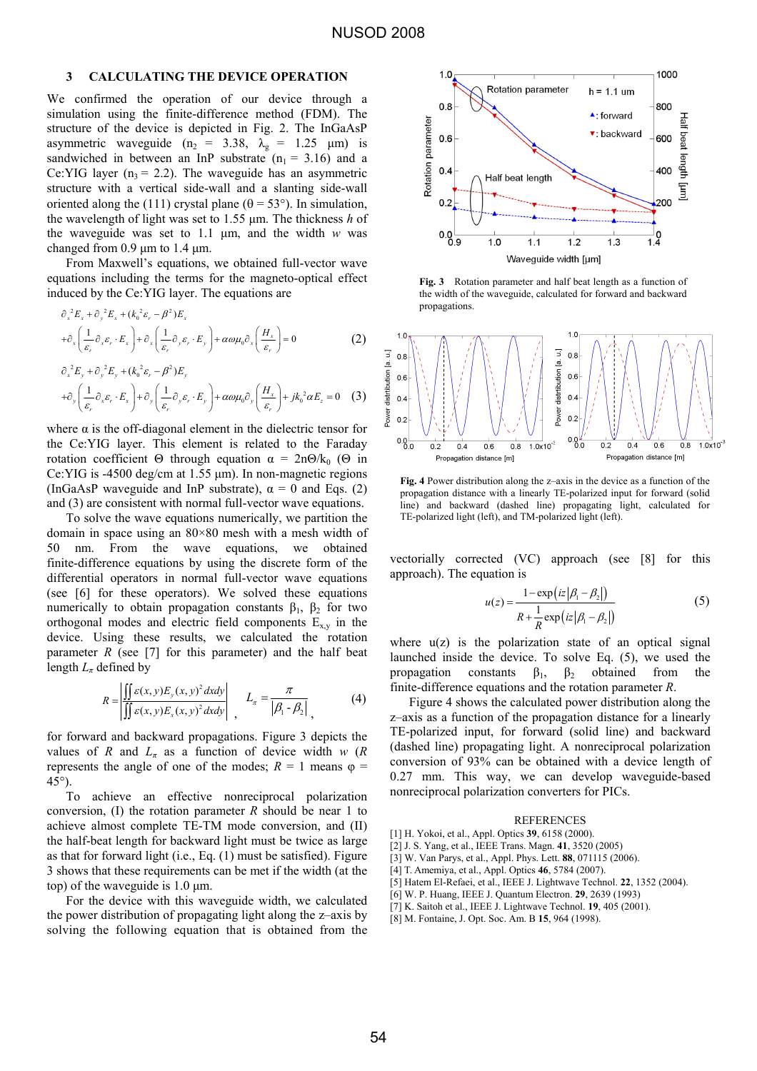## 3 CALCULATING THE DEVICE OPERATION

We confirmed the operation of our device through a simulation using the finite-difference method (FDM). The structure of the device is depicted in Fig. 2. The InGaAsP asymmetric waveguide ($n_2$ = 3.38, $\lambda_g$ = 1.25 µm) is sandwiched in between an InP substrate ($n_1$ = 3.16) and a Ce:YIG layer ($n_3$ = 2.2). The waveguide has an asymmetric structure with a vertical side-wall and a slanting side-wall oriented along the (111) crystal plane (θ = 53°). In simulation, the wavelength of light was set to 1.55 µm. The thickness *h* of the waveguide was set to 1.1 µm, and the width *w* was changed from 0.9 µm to 1.4 µm.

From Maxwell's equations, we obtained full-vector wave equations including the terms for the magneto-optical effect induced by the Ce:YIG layer. The equations are

$$\partial_x^2 E_x + \partial_y^2 E_x + (k_0^2 \varepsilon_r - \beta^2) E_x + \partial_x \left( \frac{1}{\varepsilon_r} \partial_x \varepsilon_r \cdot E_x \right) + \partial_x \left( \frac{1}{\varepsilon_r} \partial_y \varepsilon_r \cdot E_y \right) + \alpha \omega \mu_0 \partial_x \left( \frac{H_x}{\varepsilon_r} \right) = 0 \quad (2)$$

$$\partial_x^2 E_y + \partial_y^2 E_y + (k_0^2 \varepsilon_r - \beta^2) E_y + \partial_y \left( \frac{1}{\varepsilon_r} \partial_x \varepsilon_r \cdot E_x \right) + \partial_y \left( \frac{1}{\varepsilon_r} \partial_y \varepsilon_r \cdot E_y \right) + \alpha \omega \mu_0 \partial_y \left( \frac{H_x}{\varepsilon_r} \right) + j k_0^2 \alpha E_z = 0 \quad (3)$$

where α is the off-diagonal element in the dielectric tensor for the Ce:YIG layer. This element is related to the Faraday rotation coefficient Θ through equation $\alpha = 2n\Theta/k_0$ (Θ in Ce:YIG is -4500 deg/cm at 1.55 µm). In non-magnetic regions (InGaAsP waveguide and InP substrate), α = 0 and Eqs. (2) and (3) are consistent with normal full-vector wave equations.

To solve the wave equations numerically, we partition the domain in space using an 80×80 mesh with a mesh width of 50 nm. From the wave equations, we obtained finite-difference equations by using the discrete form of the differential operators in normal full-vector wave equations (see [6] for these operators). We solved these equations numerically to obtain propagation constants $\beta_1$, $\beta_2$ for two orthogonal modes and electric field components $E_{x,y}$ in the device. Using these results, we calculated the rotation parameter *R* (see [7] for this parameter) and the half beat length $L_\pi$ defined by

$$R = \left| \frac{\iint \varepsilon(x,y) E_y(x,y)^2 dxdy}{\iint \varepsilon(x,y) E_x(x,y)^2 dxdy} \right|, \quad L_\pi = \frac{\pi}{|\beta_1 - \beta_2|}, \quad (4)$$

for forward and backward propagations. Figure 3 depicts the values of *R* and $L_\pi$ as a function of device width *w* (*R* represents the angle of one of the modes; *R* = 1 means φ = 45°).

To achieve an effective nonreciprocal polarization conversion, (I) the rotation parameter *R* should be near 1 to achieve almost complete TE-TM mode conversion, and (II) the half-beat length for backward light must be twice as large as that for forward light (i.e., Eq. (1) must be satisfied). Figure 3 shows that these requirements can be met if the width (at the top) of the waveguide is 1.0 µm.

For the device with this waveguide width, we calculated the power distribution of propagating light along the z–axis by solving the following equation that is obtained from the vectorially corrected (VC) approach (see [8] for this approach). The equation is

$$u(z) = \frac{1 - \exp\left(iz|\beta_1 - \beta_2|\right)}{R + \frac{1}{R}\exp\left(iz|\beta_1 - \beta_2|\right)} \quad (5)$$

where u(z) is the polarization state of an optical signal launched inside the device. To solve Eq. (5), we used the propagation constants $\beta_1$, $\beta_2$ obtained from the finite-difference equations and the rotation parameter *R*.

Figure 4 shows the calculated power distribution along the z–axis as a function of the propagation distance for a linearly TE-polarized input, for forward (solid line) and backward (dashed line) propagating light. A nonreciprocal polarization conversion of 93% can be obtained with a device length of 0.27 mm. This way, we can develop waveguide-based nonreciprocal polarization converters for PICs.

Rotation parameter
h = 1.1 um
▲: forward
▼: backward
Half beat length
Rotation parameter
Half beat length [µm]
Waveguide width [µm]
0.0 0.2 0.4 0.6 0.8 1.0
0 200 400 600 800 1000
0.9 1.0 1.1 1.2 1.3 1.4

**Fig. 3** Rotation parameter and half beat length as a function of the width of the waveguide, calculated for forward and backward propagations.

Power distribution [a. u.]
Propagation distance [m]
0.0 0.2 0.4 0.6 0.8 1.0
0.0 0.2 0.4 0.6 0.8 1.0x10⁻³

**Fig. 4** Power distribution along the z–axis in the device as a function of the propagation distance with a linearly TE-polarized input for forward (solid line) and backward (dashed line) propagating light, calculated for TE-polarized light (left), and TM-polarized light (left).

### REFERENCES

[1] H. Yokoi, et al., Appl. Optics **39**, 6158 (2000).
[2] J. S. Yang, et al., IEEE Trans. Magn. **41**, 3520 (2005)
[3] W. Van Parys, et al., Appl. Phys. Lett. **88**, 071115 (2006).
[4] T. Amemiya, et al., Appl. Optics **46**, 5784 (2007).
[5] Hatem El-Refaei, et al., IEEE J. Lightwave Technol. **22**, 1352 (2004).
[6] W. P. Huang, IEEE J. Quantum Electron. **29**, 2639 (1993)
[7] K. Saitoh et al., IEEE J. Lightwave Technol. **19**, 405 (2001).
[8] M. Fontaine, J. Opt. Soc. Am. B **15**, 964 (1998).